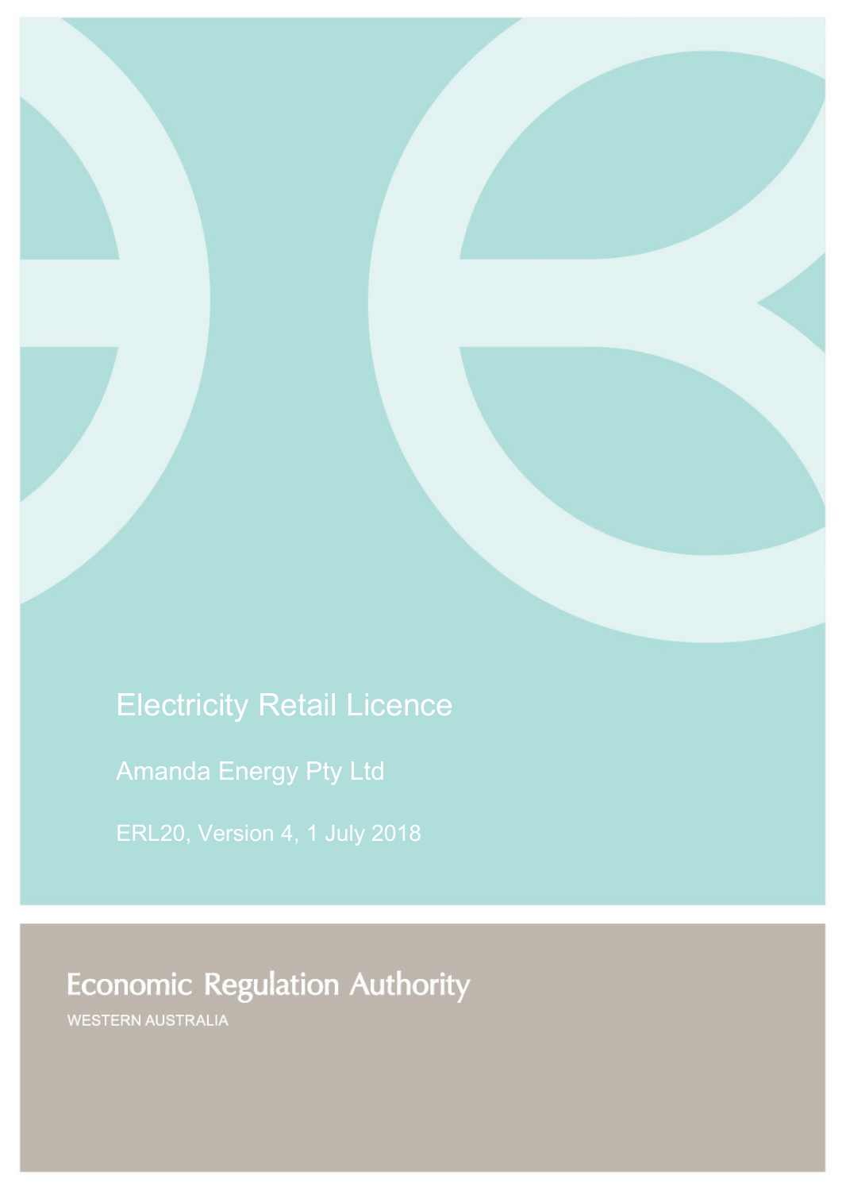# Electricity Retail Licence

Amanda Energy Pty Ltd

ERL20, Version 4, 1 July 2018

Economic Regulation Authority

WESTERN AUSTRALIA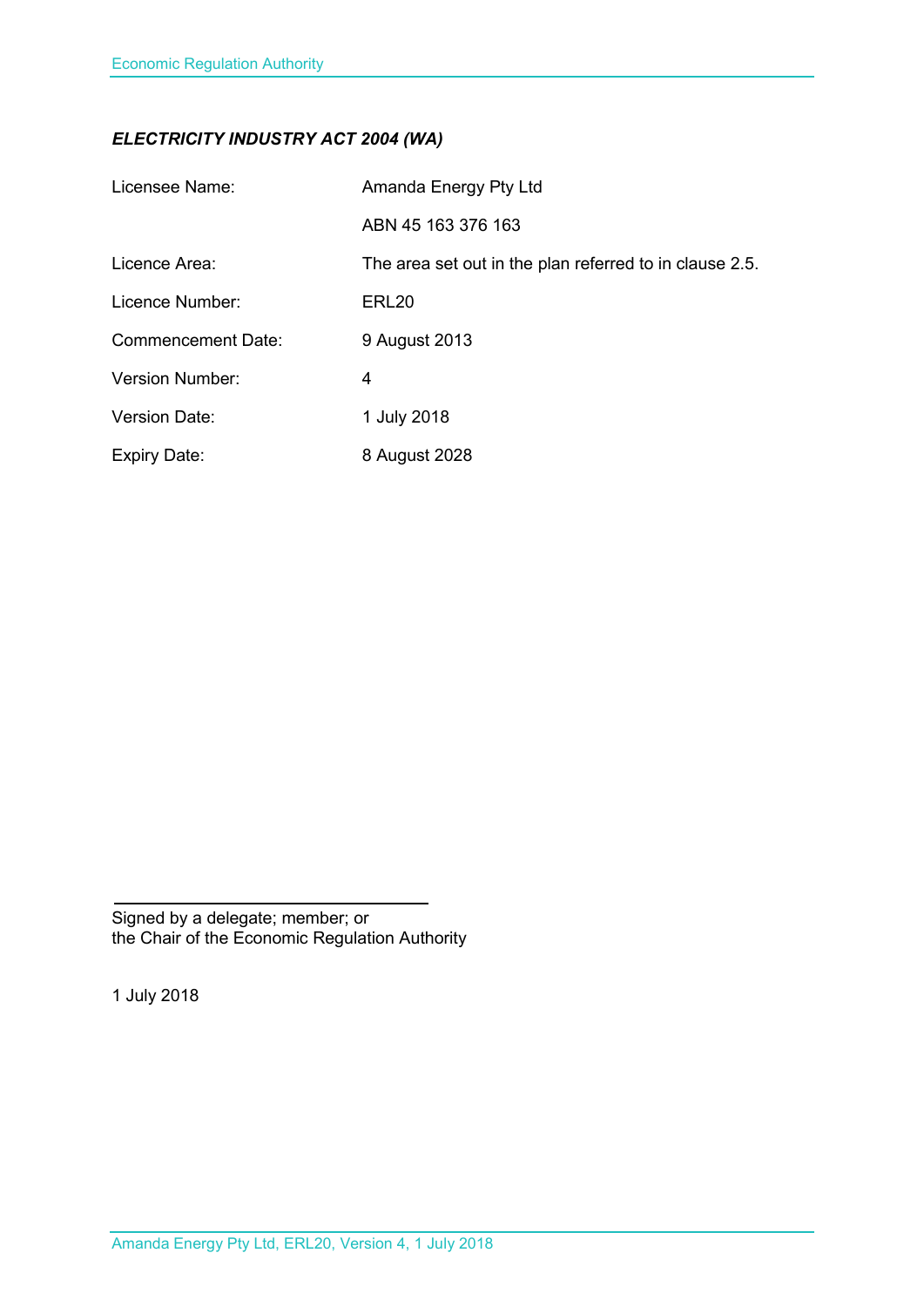***ELECTRICITY INDUSTRY ACT 2004 (WA)***

| | |
|---|---|
| Licensee Name: | Amanda Energy Pty Ltd |
| | ABN 45 163 376 163 |
| Licence Area: | The area set out in the plan referred to in clause 2.5. |
| Licence Number: | ERL20 |
| Commencement Date: | 9 August 2013 |
| Version Number: | 4 |
| Version Date: | 1 July 2018 |
| Expiry Date: | 8 August 2028 |

Signed by a delegate; member; or
the Chair of the Economic Regulation Authority

1 July 2018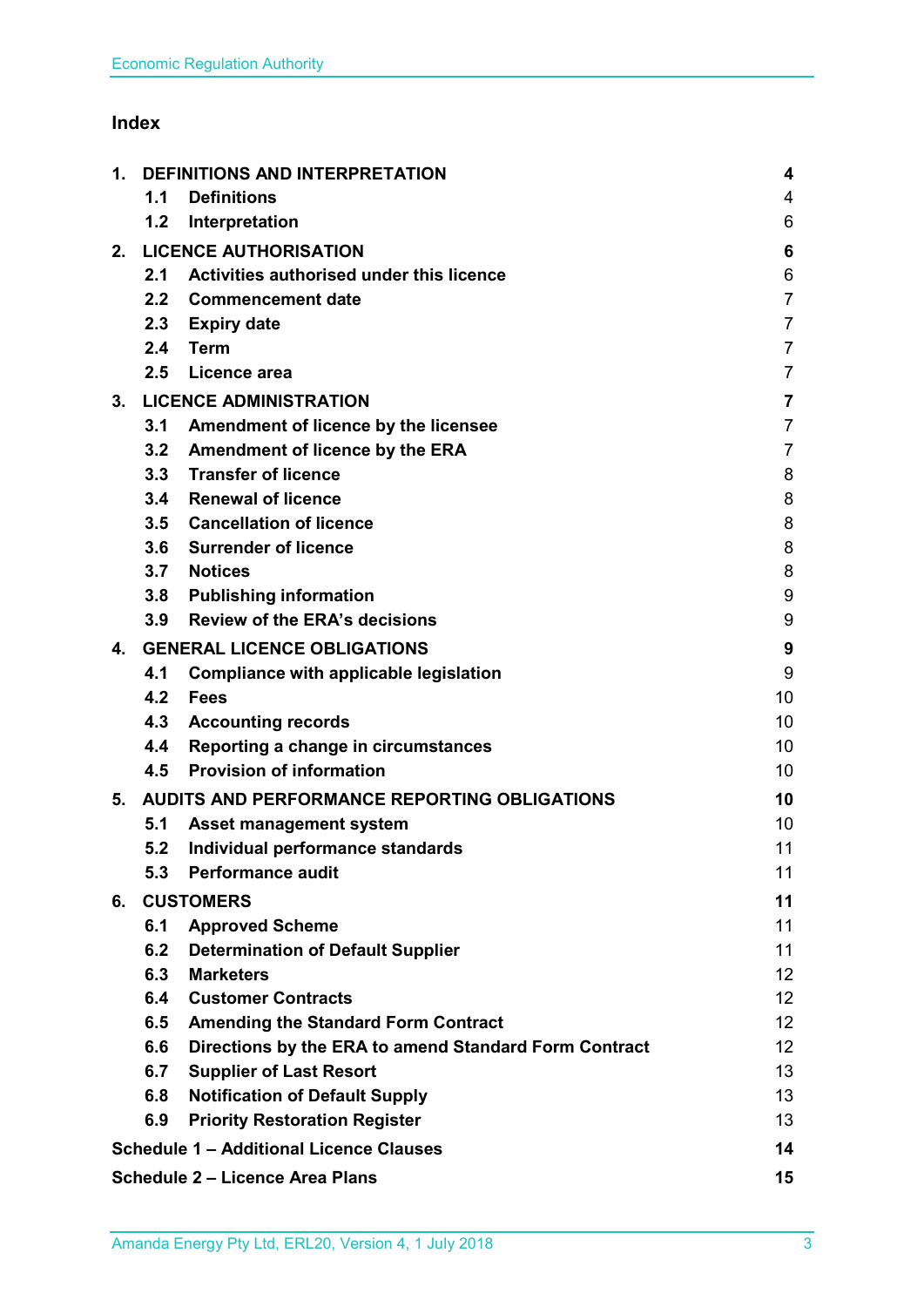# Index

| | | |
|---|---|---|
| **1.** | **DEFINITIONS AND INTERPRETATION** | **4** |
| 1.1 | Definitions | 4 |
| 1.2 | Interpretation | 6 |
| **2.** | **LICENCE AUTHORISATION** | **6** |
| 2.1 | Activities authorised under this licence | 6 |
| 2.2 | Commencement date | 7 |
| 2.3 | Expiry date | 7 |
| 2.4 | Term | 7 |
| 2.5 | Licence area | 7 |
| **3.** | **LICENCE ADMINISTRATION** | **7** |
| 3.1 | Amendment of licence by the licensee | 7 |
| 3.2 | Amendment of licence by the ERA | 7 |
| 3.3 | Transfer of licence | 8 |
| 3.4 | Renewal of licence | 8 |
| 3.5 | Cancellation of licence | 8 |
| 3.6 | Surrender of licence | 8 |
| 3.7 | Notices | 8 |
| 3.8 | Publishing information | 9 |
| 3.9 | Review of the ERA's decisions | 9 |
| **4.** | **GENERAL LICENCE OBLIGATIONS** | **9** |
| 4.1 | Compliance with applicable legislation | 9 |
| 4.2 | Fees | 10 |
| 4.3 | Accounting records | 10 |
| 4.4 | Reporting a change in circumstances | 10 |
| 4.5 | Provision of information | 10 |
| **5.** | **AUDITS AND PERFORMANCE REPORTING OBLIGATIONS** | **10** |
| 5.1 | Asset management system | 10 |
| 5.2 | Individual performance standards | 11 |
| 5.3 | Performance audit | 11 |
| **6.** | **CUSTOMERS** | **11** |
| 6.1 | Approved Scheme | 11 |
| 6.2 | Determination of Default Supplier | 11 |
| 6.3 | Marketers | 12 |
| 6.4 | Customer Contracts | 12 |
| 6.5 | Amending the Standard Form Contract | 12 |
| 6.6 | Directions by the ERA to amend Standard Form Contract | 12 |
| 6.7 | Supplier of Last Resort | 13 |
| 6.8 | Notification of Default Supply | 13 |
| 6.9 | Priority Restoration Register | 13 |
| **Schedule 1 – Additional Licence Clauses** | | **14** |
| **Schedule 2 – Licence Area Plans** | | **15** |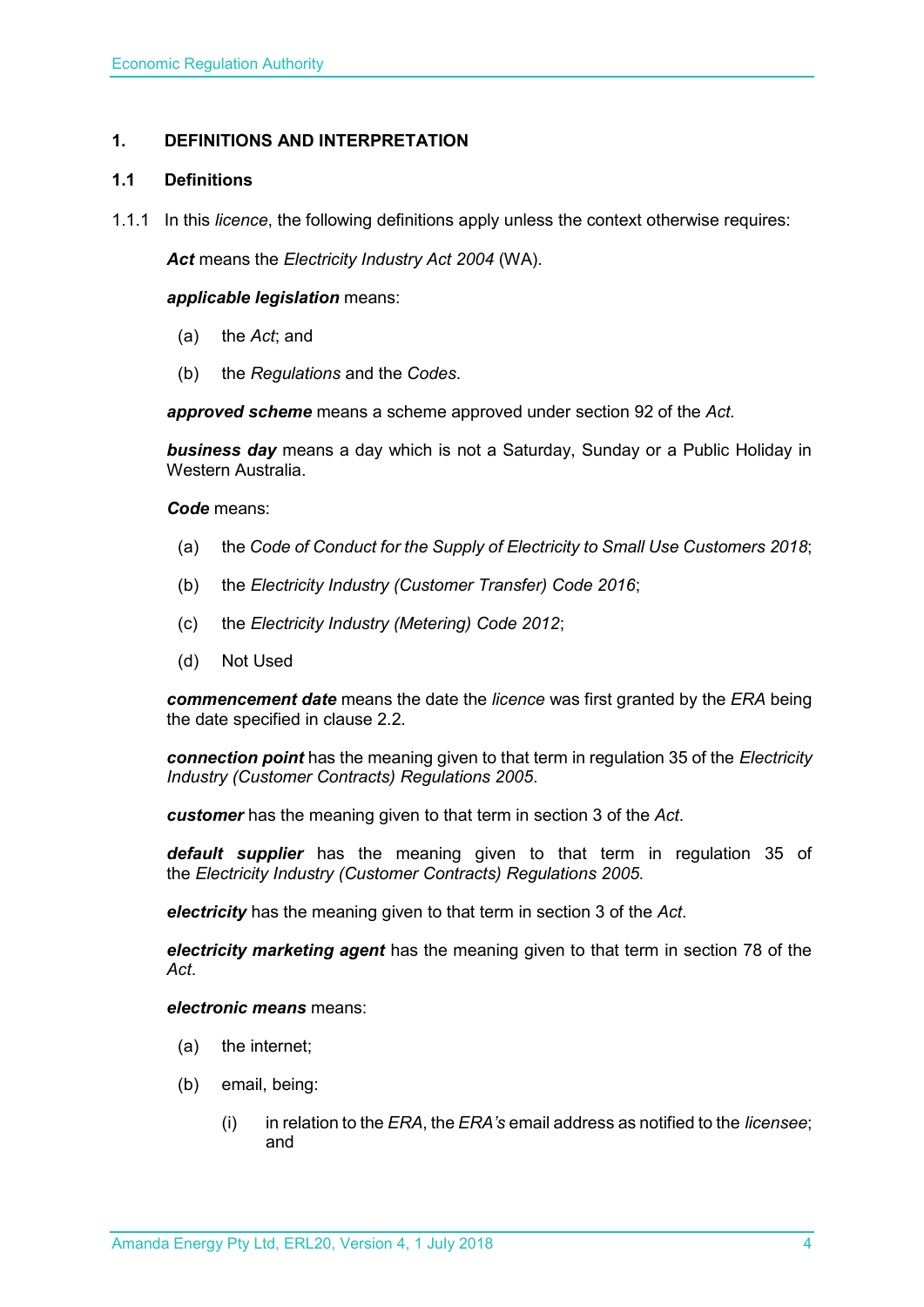# 1. DEFINITIONS AND INTERPRETATION

## 1.1 Definitions

1.1.1 In this *licence*, the following definitions apply unless the context otherwise requires:

***Act*** means the *Electricity Industry Act 2004* (WA).

***applicable legislation*** means:

(a) the *Act*; and

(b) the *Regulations* and the *Codes*.

***approved scheme*** means a scheme approved under section 92 of the *Act.*

***business day*** means a day which is not a Saturday, Sunday or a Public Holiday in Western Australia.

***Code*** means:

(a) the *Code of Conduct for the Supply of Electricity to Small Use Customers 2018*;

(b) the *Electricity Industry (Customer Transfer) Code 2016*;

(c) the *Electricity Industry (Metering) Code 2012*;

(d) Not Used

***commencement date*** means the date the *licence* was first granted by the *ERA* being the date specified in clause 2.2.

***connection point*** has the meaning given to that term in regulation 35 of the *Electricity Industry (Customer Contracts) Regulations 2005*.

***customer*** has the meaning given to that term in section 3 of the *Act*.

***default supplier*** has the meaning given to that term in regulation 35 of the *Electricity Industry (Customer Contracts) Regulations 2005.*

***electricity*** has the meaning given to that term in section 3 of the *Act*.

***electricity marketing agent*** has the meaning given to that term in section 78 of the *Act*.

***electronic means*** means:

(a) the internet;

(b) email, being:

(i) in relation to the *ERA*, the *ERA's* email address as notified to the *licensee*; and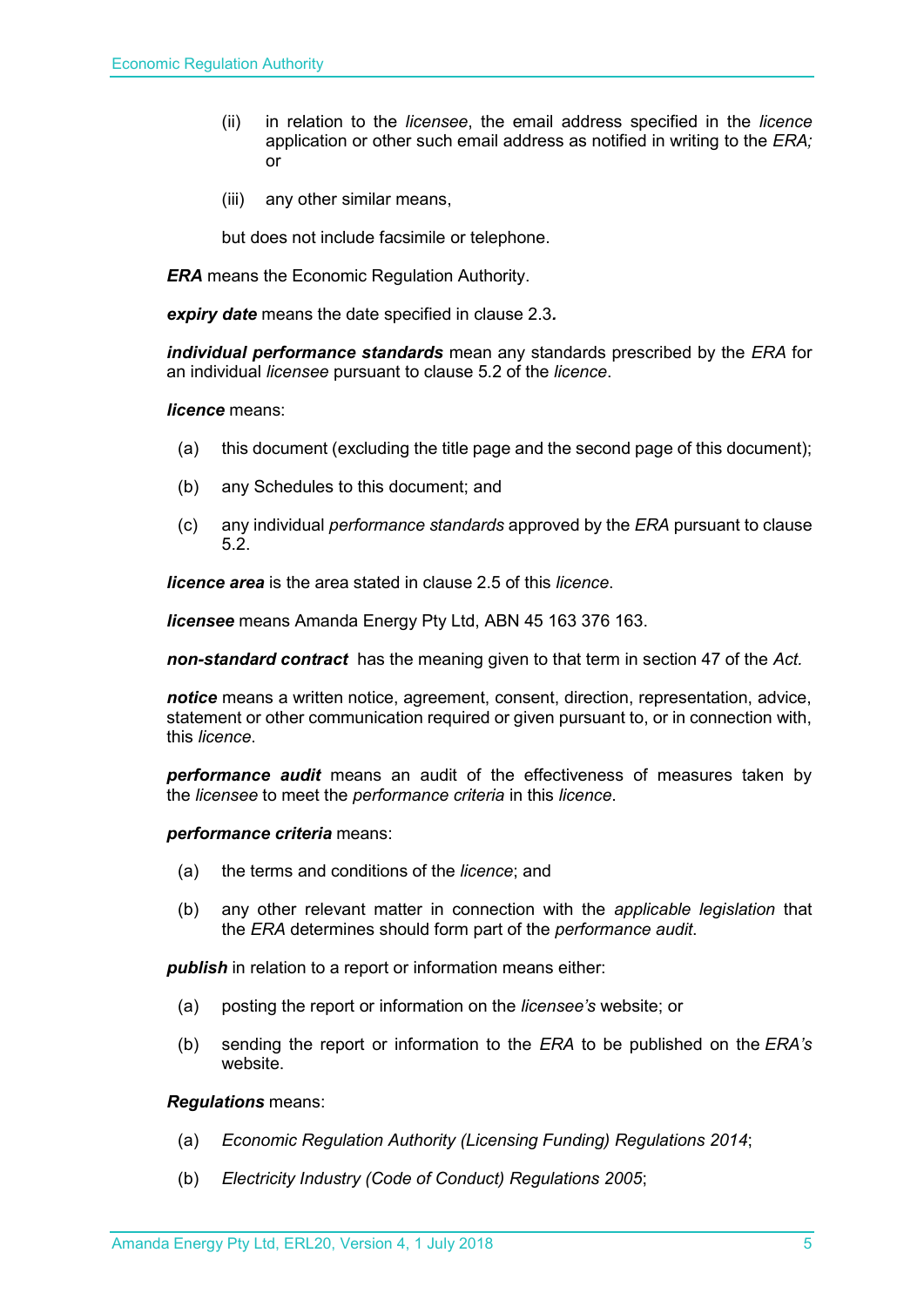(ii) in relation to the *licensee*, the email address specified in the *licence* application or other such email address as notified in writing to the *ERA;* or

(iii) any other similar means,

but does not include facsimile or telephone.

***ERA*** means the Economic Regulation Authority.

***expiry date*** means the date specified in clause 2.3**.**

***individual performance standards*** mean any standards prescribed by the *ERA* for an individual *licensee* pursuant to clause 5.2 of the *licence*.

***licence*** means:

(a) this document (excluding the title page and the second page of this document);

(b) any Schedules to this document; and

(c) any individual *performance standards* approved by the *ERA* pursuant to clause 5.2.

***licence area*** is the area stated in clause 2.5 of this *licence*.

***licensee*** means Amanda Energy Pty Ltd, ABN 45 163 376 163.

***non-standard contract*** has the meaning given to that term in section 47 of the *Act.*

***notice*** means a written notice, agreement, consent, direction, representation, advice, statement or other communication required or given pursuant to, or in connection with, this *licence*.

***performance audit*** means an audit of the effectiveness of measures taken by the *licensee* to meet the *performance criteria* in this *licence*.

***performance criteria*** means:

(a) the terms and conditions of the *licence*; and

(b) any other relevant matter in connection with the *applicable legislation* that the *ERA* determines should form part of the *performance audit*.

***publish*** in relation to a report or information means either:

(a) posting the report or information on the *licensee's* website; or

(b) sending the report or information to the *ERA* to be published on the *ERA's* website.

***Regulations*** means:

(a) *Economic Regulation Authority (Licensing Funding) Regulations 2014*;

(b) *Electricity Industry (Code of Conduct) Regulations 2005*;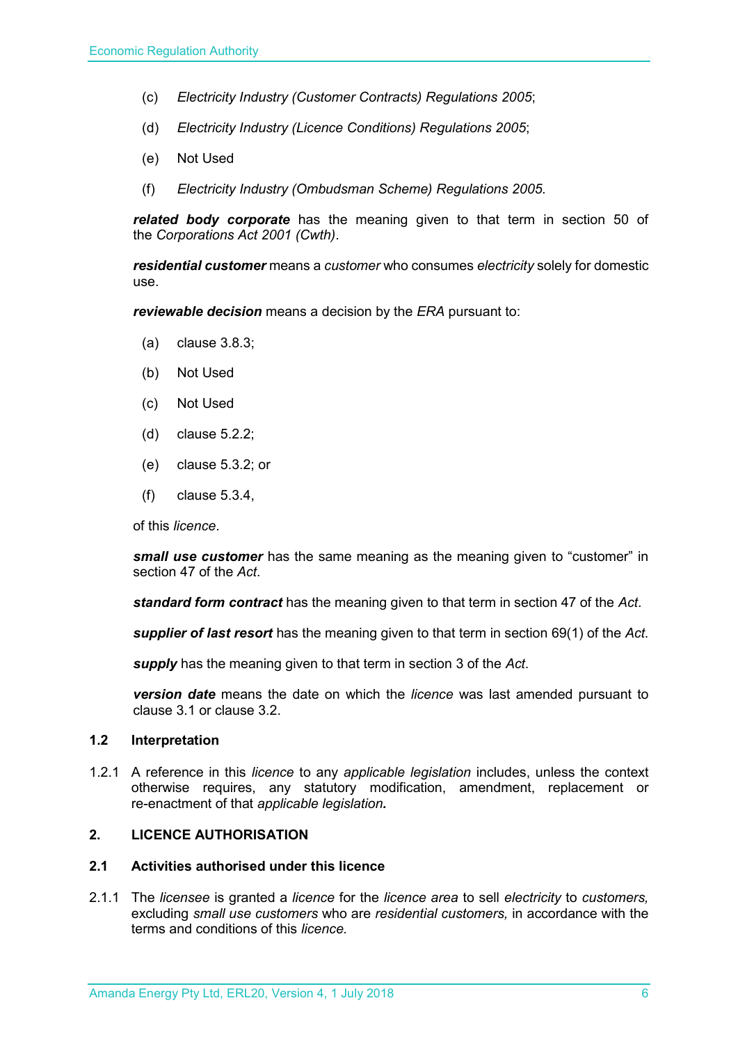(c) *Electricity Industry (Customer Contracts) Regulations 2005*;

(d) *Electricity Industry (Licence Conditions) Regulations 2005*;

(e) Not Used

(f) *Electricity Industry (Ombudsman Scheme) Regulations 2005.*

***related body corporate*** has the meaning given to that term in section 50 of the *Corporations Act 2001 (Cwth)*.

***residential customer*** means a *customer* who consumes *electricity* solely for domestic use.

***reviewable decision*** means a decision by the *ERA* pursuant to:

(a) clause 3.8.3;

(b) Not Used

(c) Not Used

(d) clause 5.2.2;

(e) clause 5.3.2; or

(f) clause 5.3.4,

of this *licence*.

***small use customer*** has the same meaning as the meaning given to "customer" in section 47 of the *Act*.

***standard form contract*** has the meaning given to that term in section 47 of the *Act*.

***supplier of last resort*** has the meaning given to that term in section 69(1) of the *Act*.

***supply*** has the meaning given to that term in section 3 of the *Act*.

***version date*** means the date on which the *licence* was last amended pursuant to clause 3.1 or clause 3.2.

### 1.2 Interpretation

1.2.1 A reference in this *licence* to any *applicable legislation* includes, unless the context otherwise requires, any statutory modification, amendment, replacement or re-enactment of that *applicable legislation.*

## 2. LICENCE AUTHORISATION

### 2.1 Activities authorised under this licence

2.1.1 The *licensee* is granted a *licence* for the *licence area* to sell *electricity* to *customers,* excluding *small use customers* who are *residential customers,* in accordance with the terms and conditions of this *licence.*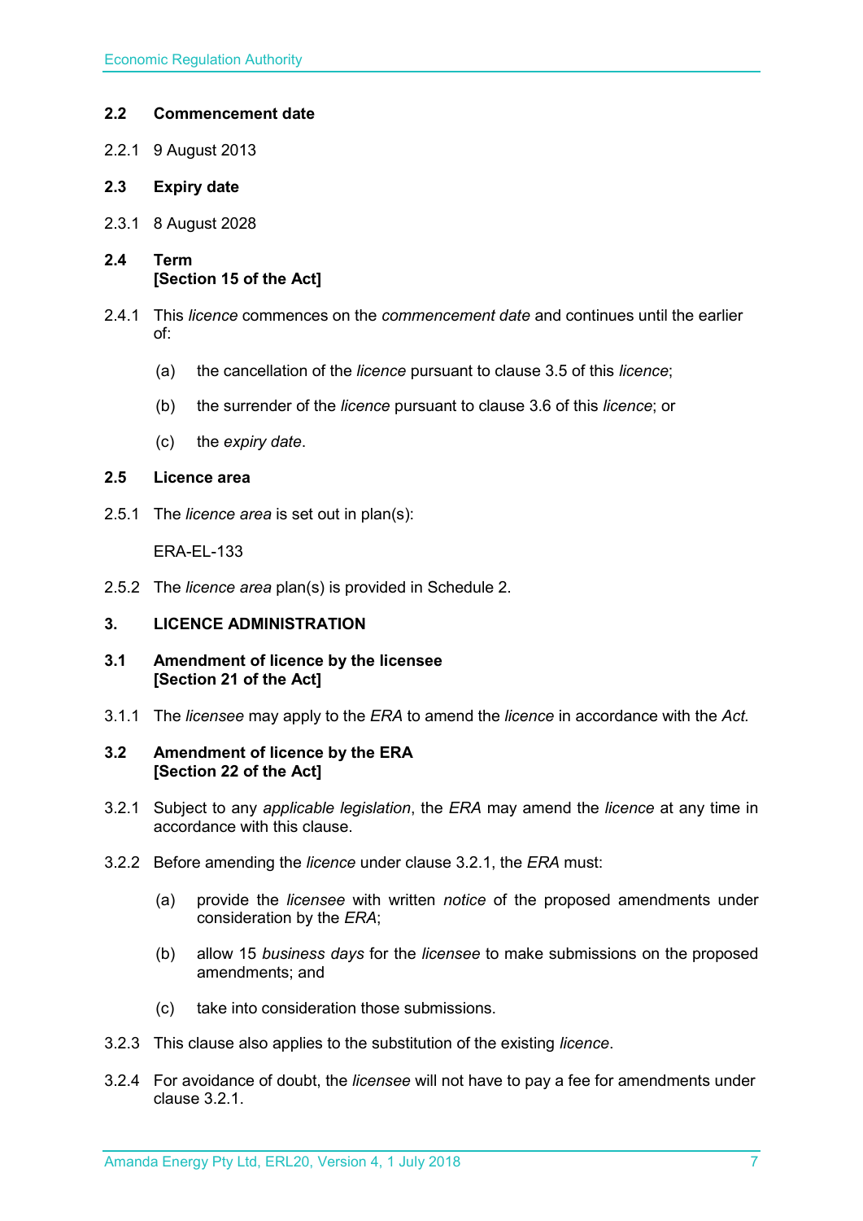### 2.2 Commencement date

2.2.1 9 August 2013

### 2.3 Expiry date

2.3.1 8 August 2028

### 2.4 Term [Section 15 of the Act]

2.4.1 This *licence* commences on the *commencement date* and continues until the earlier of:

(a) the cancellation of the *licence* pursuant to clause 3.5 of this *licence*;

(b) the surrender of the *licence* pursuant to clause 3.6 of this *licence*; or

(c) the *expiry date*.

### 2.5 Licence area

2.5.1 The *licence area* is set out in plan(s):

ERA-EL-133

2.5.2 The *licence area* plan(s) is provided in Schedule 2.

## 3. LICENCE ADMINISTRATION

### 3.1 Amendment of licence by the licensee [Section 21 of the Act]

3.1.1 The *licensee* may apply to the *ERA* to amend the *licence* in accordance with the *Act.*

### 3.2 Amendment of licence by the ERA [Section 22 of the Act]

3.2.1 Subject to any *applicable legislation*, the *ERA* may amend the *licence* at any time in accordance with this clause.

3.2.2 Before amending the *licence* under clause 3.2.1, the *ERA* must:

(a) provide the *licensee* with written *notice* of the proposed amendments under consideration by the *ERA*;

(b) allow 15 *business days* for the *licensee* to make submissions on the proposed amendments; and

(c) take into consideration those submissions.

3.2.3 This clause also applies to the substitution of the existing *licence*.

3.2.4 For avoidance of doubt, the *licensee* will not have to pay a fee for amendments under clause 3.2.1.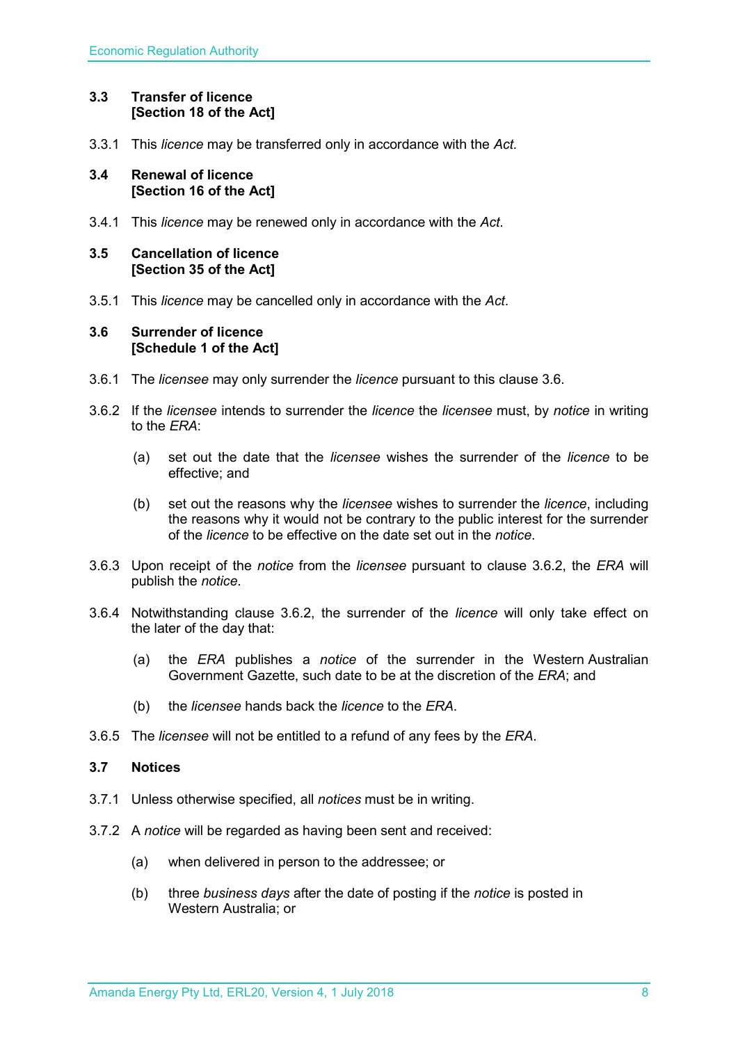### 3.3 Transfer of licence
**[Section 18 of the Act]**

3.3.1 This *licence* may be transferred only in accordance with the *Act.*

### 3.4 Renewal of licence
**[Section 16 of the Act]**

3.4.1 This *licence* may be renewed only in accordance with the *Act*.

### 3.5 Cancellation of licence
**[Section 35 of the Act]**

3.5.1 This *licence* may be cancelled only in accordance with the *Act*.

### 3.6 Surrender of licence
**[Schedule 1 of the Act]**

3.6.1 The *licensee* may only surrender the *licence* pursuant to this clause 3.6.

3.6.2 If the *licensee* intends to surrender the *licence* the *licensee* must, by *notice* in writing to the *ERA*:

(a) set out the date that the *licensee* wishes the surrender of the *licence* to be effective; and

(b) set out the reasons why the *licensee* wishes to surrender the *licence*, including the reasons why it would not be contrary to the public interest for the surrender of the *licence* to be effective on the date set out in the *notice*.

3.6.3 Upon receipt of the *notice* from the *licensee* pursuant to clause 3.6.2, the *ERA* will publish the *notice*.

3.6.4 Notwithstanding clause 3.6.2, the surrender of the *licence* will only take effect on the later of the day that:

(a) the *ERA* publishes a *notice* of the surrender in the Western Australian Government Gazette, such date to be at the discretion of the *ERA*; and

(b) the *licensee* hands back the *licence* to the *ERA*.

3.6.5 The *licensee* will not be entitled to a refund of any fees by the *ERA*.

### 3.7 Notices

3.7.1 Unless otherwise specified, all *notices* must be in writing.

3.7.2 A *notice* will be regarded as having been sent and received:

(a) when delivered in person to the addressee; or

(b) three *business days* after the date of posting if the *notice* is posted in Western Australia; or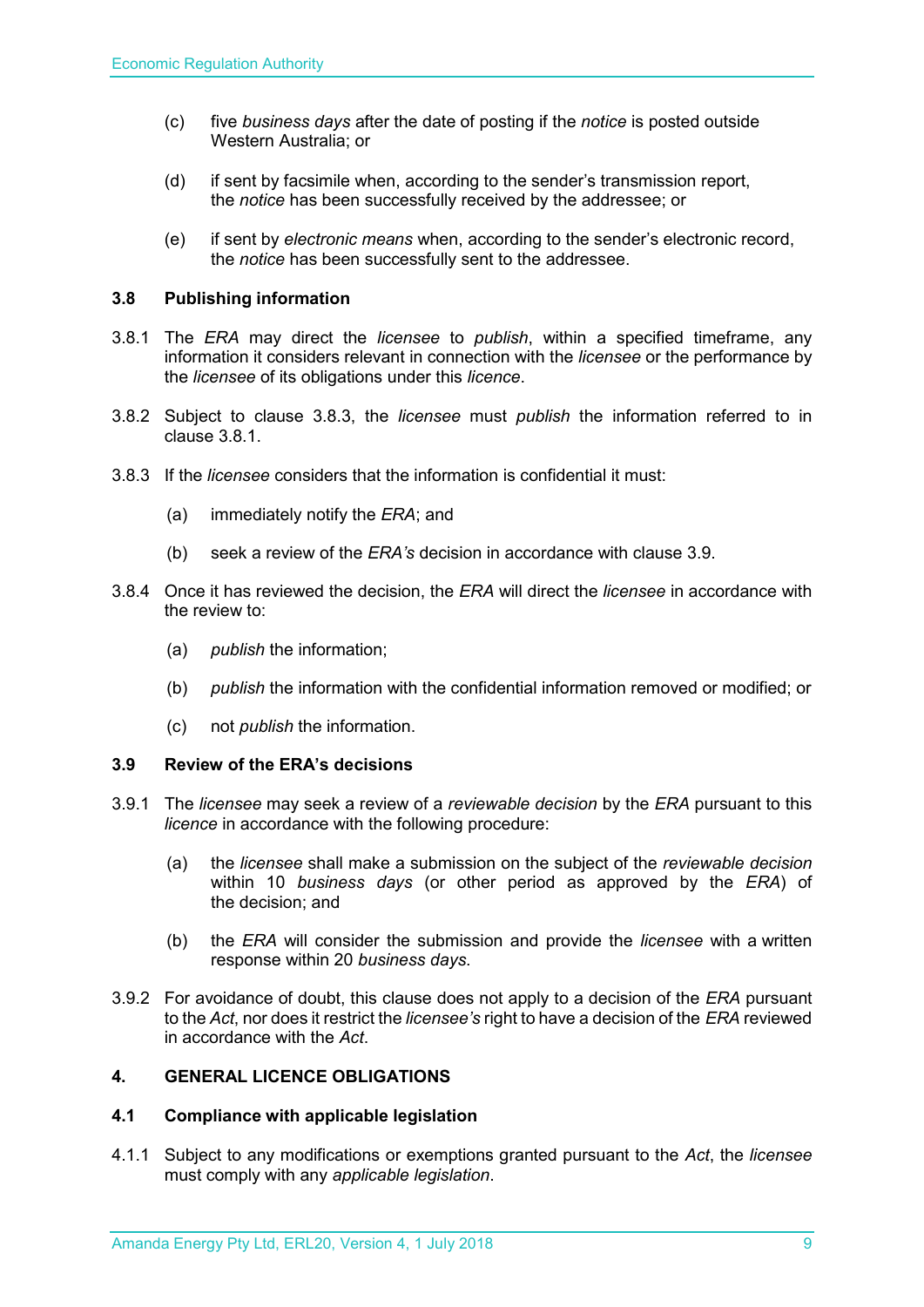(c) five *business days* after the date of posting if the *notice* is posted outside Western Australia; or

(d) if sent by facsimile when, according to the sender's transmission report, the *notice* has been successfully received by the addressee; or

(e) if sent by *electronic means* when, according to the sender's electronic record, the *notice* has been successfully sent to the addressee.

### 3.8 Publishing information

3.8.1 The *ERA* may direct the *licensee* to *publish*, within a specified timeframe, any information it considers relevant in connection with the *licensee* or the performance by the *licensee* of its obligations under this *licence*.

3.8.2 Subject to clause 3.8.3, the *licensee* must *publish* the information referred to in clause 3.8.1.

3.8.3 If the *licensee* considers that the information is confidential it must:

(a) immediately notify the *ERA*; and

(b) seek a review of the *ERA's* decision in accordance with clause 3.9.

3.8.4 Once it has reviewed the decision, the *ERA* will direct the *licensee* in accordance with the review to:

(a) *publish* the information;

(b) *publish* the information with the confidential information removed or modified; or

(c) not *publish* the information.

### 3.9 Review of the ERA's decisions

3.9.1 The *licensee* may seek a review of a *reviewable decision* by the *ERA* pursuant to this *licence* in accordance with the following procedure:

(a) the *licensee* shall make a submission on the subject of the *reviewable decision* within 10 *business days* (or other period as approved by the *ERA*) of the decision; and

(b) the *ERA* will consider the submission and provide the *licensee* with a written response within 20 *business days*.

3.9.2 For avoidance of doubt, this clause does not apply to a decision of the *ERA* pursuant to the *Act*, nor does it restrict the *licensee's* right to have a decision of the *ERA* reviewed in accordance with the *Act*.

## 4. GENERAL LICENCE OBLIGATIONS

### 4.1 Compliance with applicable legislation

4.1.1 Subject to any modifications or exemptions granted pursuant to the *Act*, the *licensee* must comply with any *applicable legislation*.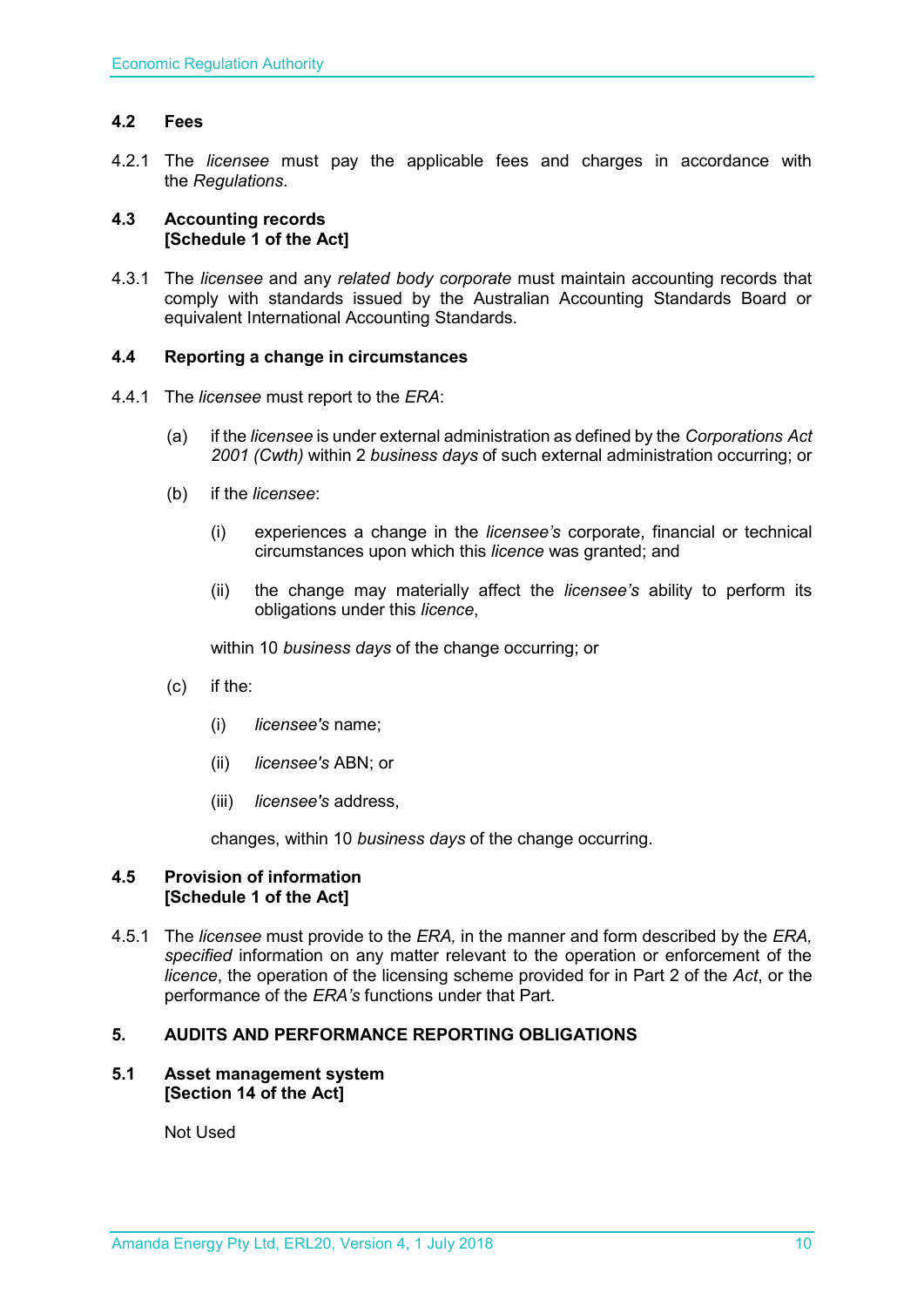### 4.2 Fees

4.2.1 The *licensee* must pay the applicable fees and charges in accordance with the *Regulations*.

### 4.3 Accounting records [Schedule 1 of the Act]

4.3.1 The *licensee* and any *related body corporate* must maintain accounting records that comply with standards issued by the Australian Accounting Standards Board or equivalent International Accounting Standards.

### 4.4 Reporting a change in circumstances

4.4.1 The *licensee* must report to the *ERA*:

(a) if the *licensee* is under external administration as defined by the *Corporations Act 2001 (Cwth)* within 2 *business days* of such external administration occurring; or

(b) if the *licensee*:

(i) experiences a change in the *licensee's* corporate, financial or technical circumstances upon which this *licence* was granted; and

(ii) the change may materially affect the *licensee's* ability to perform its obligations under this *licence*,

within 10 *business days* of the change occurring; or

(c) if the:

(i) *licensee's* name;

(ii) *licensee's* ABN; or

(iii) *licensee's* address,

changes, within 10 *business days* of the change occurring.

### 4.5 Provision of information [Schedule 1 of the Act]

4.5.1 The *licensee* must provide to the *ERA,* in the manner and form described by the *ERA, specified* information on any matter relevant to the operation or enforcement of the *licence*, the operation of the licensing scheme provided for in Part 2 of the *Act*, or the performance of the *ERA's* functions under that Part.

## 5. AUDITS AND PERFORMANCE REPORTING OBLIGATIONS

### 5.1 Asset management system [Section 14 of the Act]

Not Used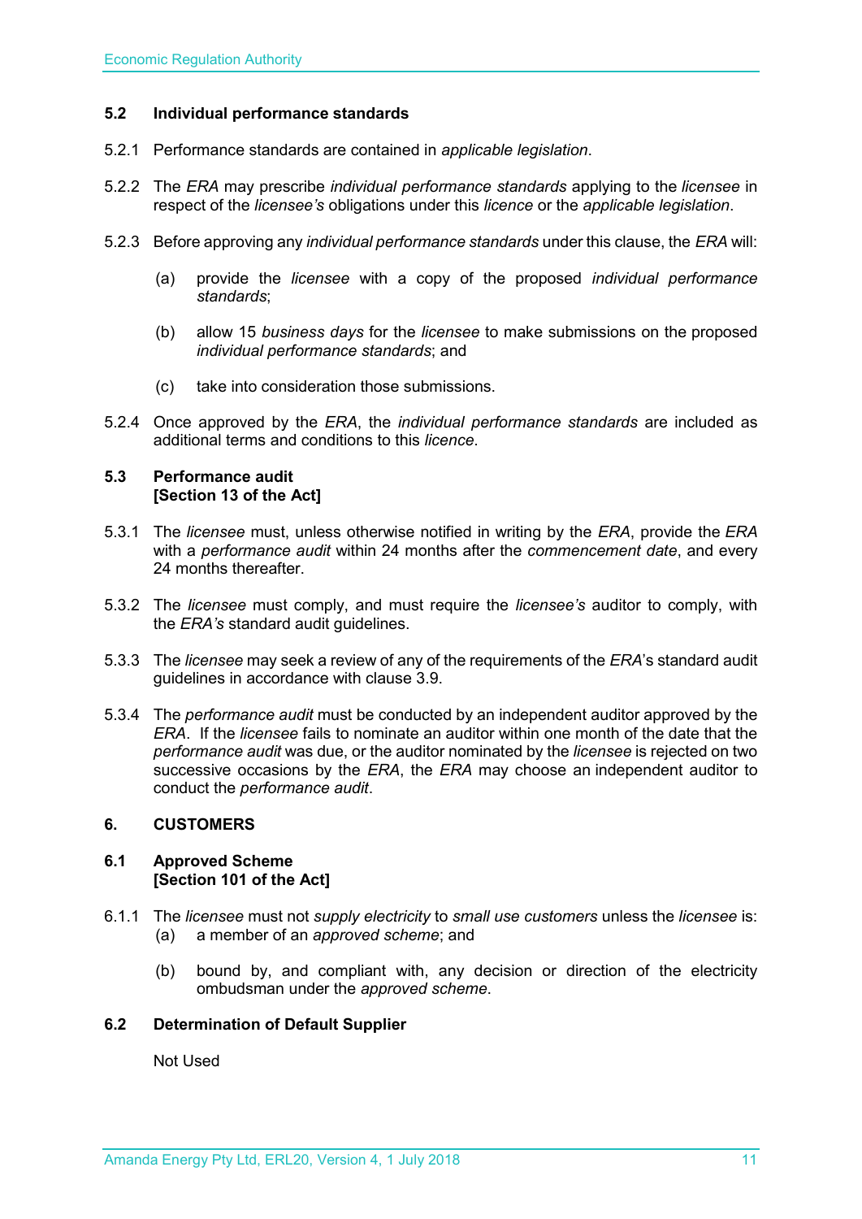### 5.2 Individual performance standards

5.2.1 Performance standards are contained in *applicable legislation*.

5.2.2 The *ERA* may prescribe *individual performance standards* applying to the *licensee* in respect of the *licensee's* obligations under this *licence* or the *applicable legislation*.

5.2.3 Before approving any *individual performance standards* under this clause, the *ERA* will:

(a) provide the *licensee* with a copy of the proposed *individual performance standards*;

(b) allow 15 *business days* for the *licensee* to make submissions on the proposed *individual performance standards*; and

(c) take into consideration those submissions.

5.2.4 Once approved by the *ERA*, the *individual performance standards* are included as additional terms and conditions to this *licence*.

### 5.3 Performance audit [Section 13 of the Act]

5.3.1 The *licensee* must, unless otherwise notified in writing by the *ERA*, provide the *ERA* with a *performance audit* within 24 months after the *commencement date*, and every 24 months thereafter.

5.3.2 The *licensee* must comply, and must require the *licensee's* auditor to comply, with the *ERA's* standard audit guidelines.

5.3.3 The *licensee* may seek a review of any of the requirements of the *ERA*'s standard audit guidelines in accordance with clause 3.9.

5.3.4 The *performance audit* must be conducted by an independent auditor approved by the *ERA*. If the *licensee* fails to nominate an auditor within one month of the date that the *performance audit* was due, or the auditor nominated by the *licensee* is rejected on two successive occasions by the *ERA*, the *ERA* may choose an independent auditor to conduct the *performance audit*.

## 6. CUSTOMERS

### 6.1 Approved Scheme [Section 101 of the Act]

6.1.1 The *licensee* must not *supply electricity* to *small use customers* unless the *licensee* is:

(a) a member of an *approved scheme*; and

(b) bound by, and compliant with, any decision or direction of the electricity ombudsman under the *approved scheme*.

### 6.2 Determination of Default Supplier

Not Used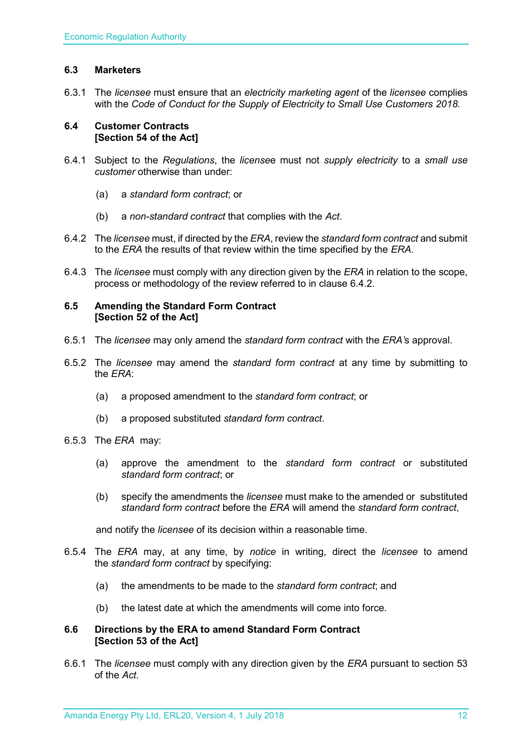### 6.3 Marketers

6.3.1 The *licensee* must ensure that an *electricity marketing agent* of the *licensee* complies with the *Code of Conduct for the Supply of Electricity to Small Use Customers 2018.*

### 6.4 Customer Contracts [Section 54 of the Act]

6.4.1 Subject to the *Regulations*, the *licensee* must not *supply electricity* to a *small use customer* otherwise than under:

(a) a *standard form contract*; or

(b) a *non-standard contract* that complies with the *Act*.

6.4.2 The *licensee* must, if directed by the *ERA*, review the *standard form contract* and submit to the *ERA* the results of that review within the time specified by the *ERA*.

6.4.3 The *licensee* must comply with any direction given by the *ERA* in relation to the scope, process or methodology of the review referred to in clause 6.4.2.

### 6.5 Amending the Standard Form Contract [Section 52 of the Act]

6.5.1 The *licensee* may only amend the *standard form contract* with the *ERA's* approval.

6.5.2 The *licensee* may amend the *standard form contract* at any time by submitting to the *ERA*:

(a) a proposed amendment to the *standard form contract*; or

(b) a proposed substituted *standard form contract*.

6.5.3 The *ERA* may:

(a) approve the amendment to the *standard form contract* or substituted *standard form contract*; or

(b) specify the amendments the *licensee* must make to the amended or substituted *standard form contract* before the *ERA* will amend the *standard form contract*,

and notify the *licensee* of its decision within a reasonable time.

6.5.4 The *ERA* may, at any time, by *notice* in writing, direct the *licensee* to amend the *standard form contract* by specifying:

(a) the amendments to be made to the *standard form contract*; and

(b) the latest date at which the amendments will come into force.

### 6.6 Directions by the ERA to amend Standard Form Contract [Section 53 of the Act]

6.6.1 The *licensee* must comply with any direction given by the *ERA* pursuant to section 53 of the *Act.*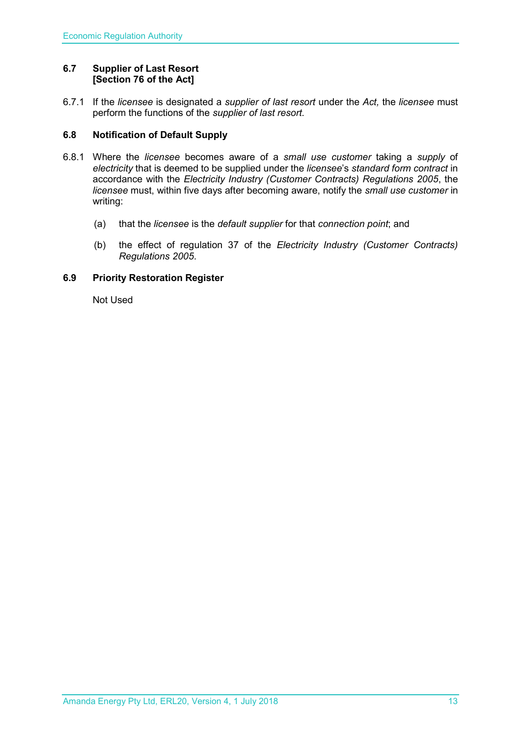### 6.7 Supplier of Last Resort [Section 76 of the Act]

6.7.1 If the *licensee* is designated a *supplier of last resort* under the *Act,* the *licensee* must perform the functions of the *supplier of last resort.*

### 6.8 Notification of Default Supply

6.8.1 Where the *licensee* becomes aware of a *small use customer* taking a *supply* of *electricity* that is deemed to be supplied under the *licensee*'s *standard form contract* in accordance with the *Electricity Industry (Customer Contracts) Regulations 2005*, the *licensee* must, within five days after becoming aware, notify the *small use customer* in writing:

(a) that the *licensee* is the *default supplier* for that *connection point*; and

(b) the effect of regulation 37 of the *Electricity Industry (Customer Contracts) Regulations 2005*.

### 6.9 Priority Restoration Register

Not Used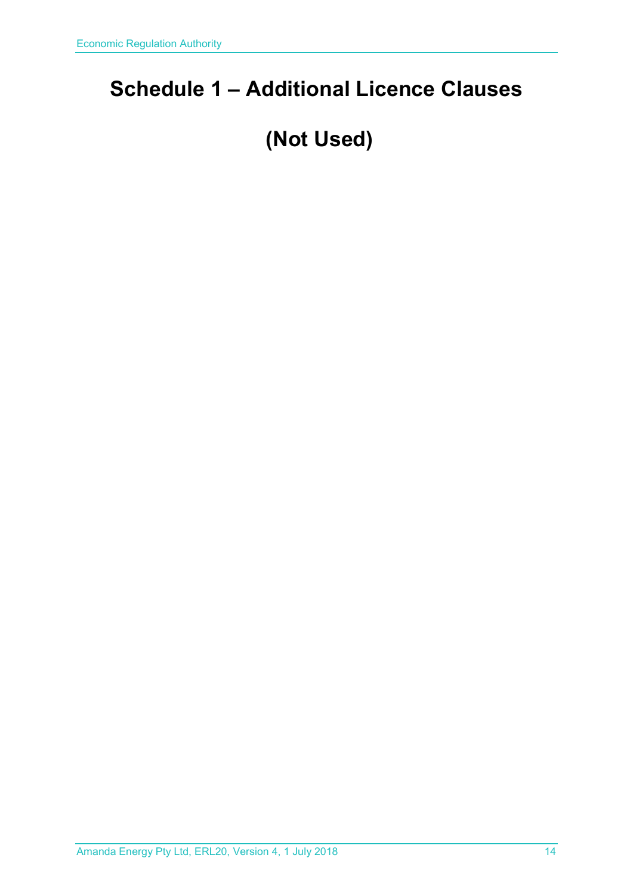# Schedule 1 – Additional Licence Clauses

# (Not Used)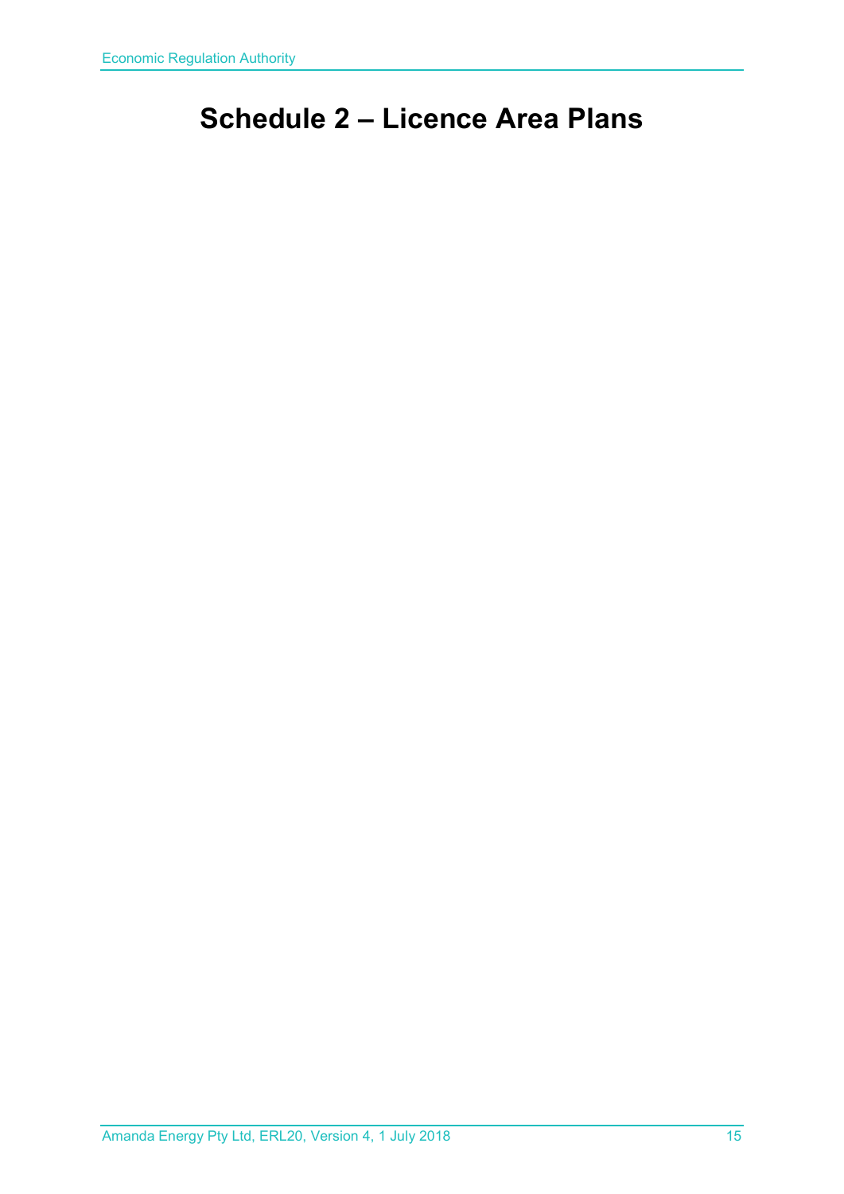# Schedule 2 – Licence Area Plans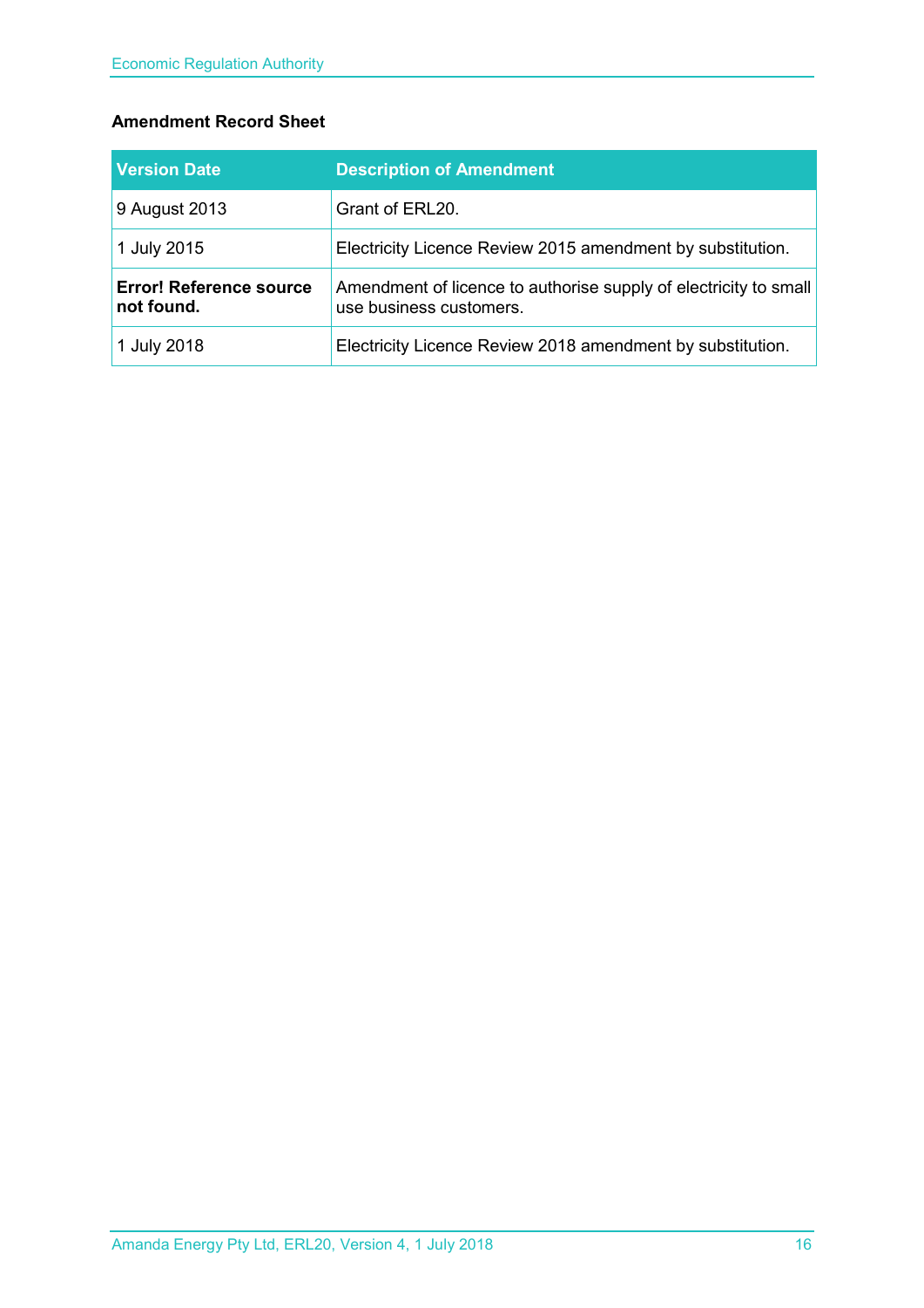**Amendment Record Sheet**

| Version Date | Description of Amendment |
|---|---|
| 9 August 2013 | Grant of ERL20. |
| 1 July 2015 | Electricity Licence Review 2015 amendment by substitution. |
| **Error! Reference source not found.** | Amendment of licence to authorise supply of electricity to small use business customers. |
| 1 July 2018 | Electricity Licence Review 2018 amendment by substitution. |